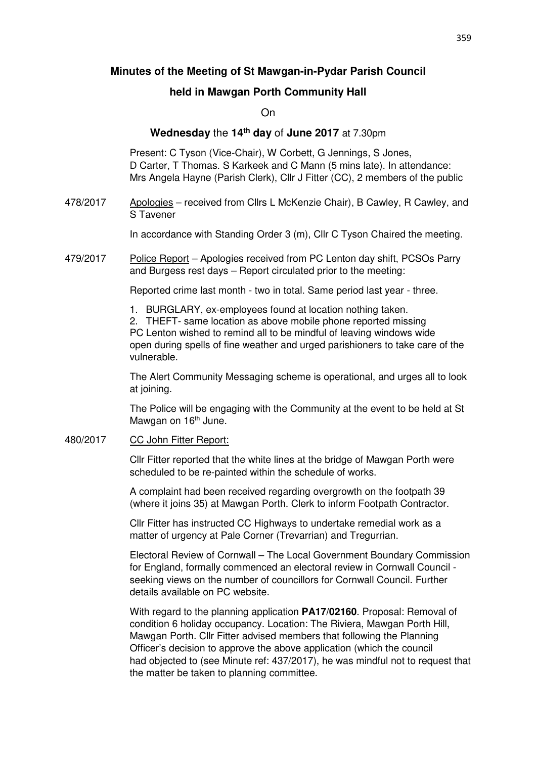# Minutes of the Meeting of St Mawgan-in-Pydar Parish Council

## held in Mawgan Porth Community Hall

On

**Wednesday** the **14th day** of **June 2017** at 7.30pm

Present: C Tyson (Vice-Chair), W Corbett, G Jennings, S Jones, D Carter, T Thomas. S Karkeek and C Mann (5 mins late). In attendance: Mrs Angela Hayne (Parish Clerk), Cllr J Fitter (CC), 2 members of the public

478/2017 Apologies – received from Cllrs L McKenzie Chair), B Cawley, R Cawley, and S Tavener

In accordance with Standing Order 3 (m), Cllr C Tyson Chaired the meeting.

479/2017 Police Report – Apologies received from PC Lenton day shift, PCSOs Parry and Burgess rest days – Report circulated prior to the meeting:

Reported crime last month - two in total. Same period last year - three.

1. BURGLARY, ex-employees found at location nothing taken.
2. THEFT- same location as above mobile phone reported missing

PC Lenton wished to remind all to be mindful of leaving windows wide open during spells of fine weather and urged parishioners to take care of the vulnerable.

The Alert Community Messaging scheme is operational, and urges all to look at joining.

The Police will be engaging with the Community at the event to be held at St Mawgan on 16th June.

480/2017 CC John Fitter Report:

Cllr Fitter reported that the white lines at the bridge of Mawgan Porth were scheduled to be re-painted within the schedule of works.

A complaint had been received regarding overgrowth on the footpath 39 (where it joins 35) at Mawgan Porth. Clerk to inform Footpath Contractor.

Cllr Fitter has instructed CC Highways to undertake remedial work as a matter of urgency at Pale Corner (Trevarrian) and Tregurrian.

Electoral Review of Cornwall – The Local Government Boundary Commission for England, formally commenced an electoral review in Cornwall Council - seeking views on the number of councillors for Cornwall Council. Further details available on PC website.

With regard to the planning application **PA17/02160**. Proposal: Removal of condition 6 holiday occupancy. Location: The Riviera, Mawgan Porth Hill, Mawgan Porth. Cllr Fitter advised members that following the Planning Officer's decision to approve the above application (which the council had objected to (see Minute ref: 437/2017), he was mindful not to request that the matter be taken to planning committee.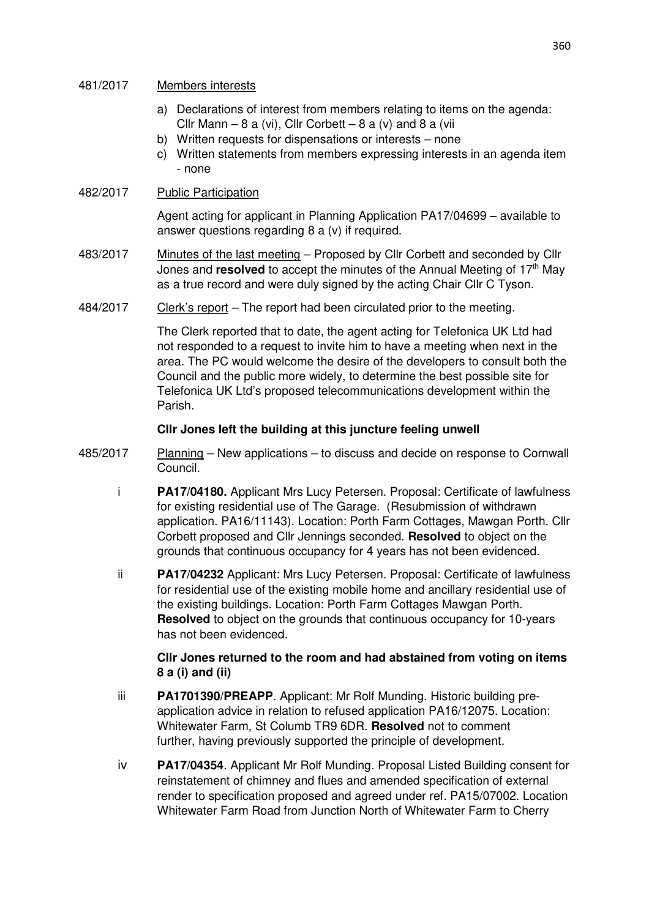481/2017 Members interests

a) Declarations of interest from members relating to items on the agenda: Cllr Mann – 8 a (vi), Cllr Corbett – 8 a (v) and 8 a (vii
b) Written requests for dispensations or interests – none
c) Written statements from members expressing interests in an agenda item - none

482/2017 Public Participation

Agent acting for applicant in Planning Application PA17/04699 – available to answer questions regarding 8 a (v) if required.

483/2017 Minutes of the last meeting – Proposed by Cllr Corbett and seconded by Cllr Jones and **resolved** to accept the minutes of the Annual Meeting of 17th May as a true record and were duly signed by the acting Chair Cllr C Tyson.

484/2017 Clerk's report – The report had been circulated prior to the meeting.

The Clerk reported that to date, the agent acting for Telefonica UK Ltd had not responded to a request to invite him to have a meeting when next in the area. The PC would welcome the desire of the developers to consult both the Council and the public more widely, to determine the best possible site for Telefonica UK Ltd's proposed telecommunications development within the Parish.

**Cllr Jones left the building at this juncture feeling unwell**

485/2017 Planning – New applications – to discuss and decide on response to Cornwall Council.

i **PA17/04180.** Applicant Mrs Lucy Petersen. Proposal: Certificate of lawfulness for existing residential use of The Garage. (Resubmission of withdrawn application. PA16/11143). Location: Porth Farm Cottages, Mawgan Porth. Cllr Corbett proposed and Cllr Jennings seconded. **Resolved** to object on the grounds that continuous occupancy for 4 years has not been evidenced.

ii **PA17/04232** Applicant: Mrs Lucy Petersen. Proposal: Certificate of lawfulness for residential use of the existing mobile home and ancillary residential use of the existing buildings. Location: Porth Farm Cottages Mawgan Porth. **Resolved** to object on the grounds that continuous occupancy for 10-years has not been evidenced.

**Cllr Jones returned to the room and had abstained from voting on items 8 a (i) and (ii)**

iii **PA1701390/PREAPP**. Applicant: Mr Rolf Munding. Historic building pre-application advice in relation to refused application PA16/12075. Location: Whitewater Farm, St Columb TR9 6DR. **Resolved** not to comment further, having previously supported the principle of development.

iv **PA17/04354**. Applicant Mr Rolf Munding. Proposal Listed Building consent for reinstatement of chimney and flues and amended specification of external render to specification proposed and agreed under ref. PA15/07002. Location Whitewater Farm Road from Junction North of Whitewater Farm to Cherry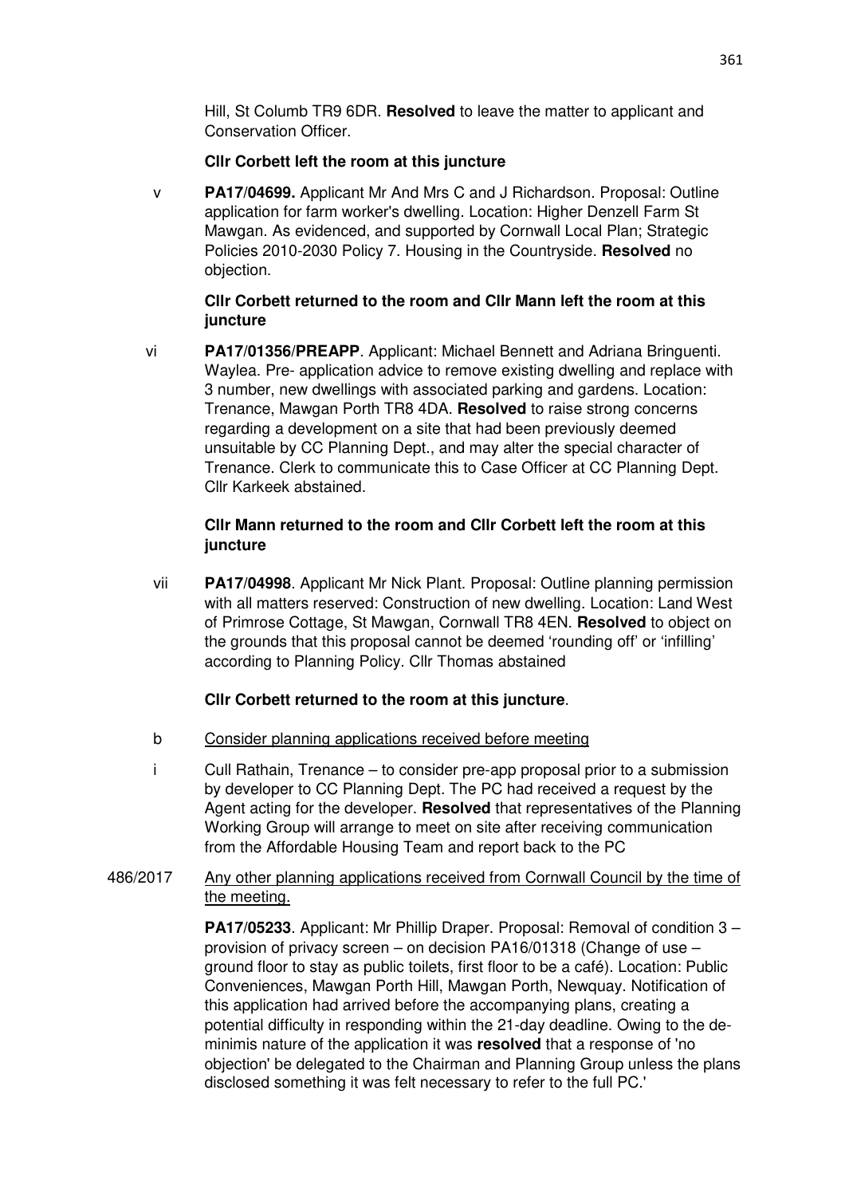Hill, St Columb TR9 6DR. **Resolved** to leave the matter to applicant and Conservation Officer.

**Cllr Corbett left the room at this juncture**

v **PA17/04699.** Applicant Mr And Mrs C and J Richardson. Proposal: Outline application for farm worker's dwelling. Location: Higher Denzell Farm St Mawgan. As evidenced, and supported by Cornwall Local Plan; Strategic Policies 2010-2030 Policy 7. Housing in the Countryside. **Resolved** no objection.

**Cllr Corbett returned to the room and Cllr Mann left the room at this juncture**

vi **PA17/01356/PREAPP**. Applicant: Michael Bennett and Adriana Bringuenti. Waylea. Pre- application advice to remove existing dwelling and replace with 3 number, new dwellings with associated parking and gardens. Location: Trenance, Mawgan Porth TR8 4DA. **Resolved** to raise strong concerns regarding a development on a site that had been previously deemed unsuitable by CC Planning Dept., and may alter the special character of Trenance. Clerk to communicate this to Case Officer at CC Planning Dept. Cllr Karkeek abstained.

**Cllr Mann returned to the room and Cllr Corbett left the room at this juncture**

vii **PA17/04998**. Applicant Mr Nick Plant. Proposal: Outline planning permission with all matters reserved: Construction of new dwelling. Location: Land West of Primrose Cottage, St Mawgan, Cornwall TR8 4EN. **Resolved** to object on the grounds that this proposal cannot be deemed 'rounding off' or 'infilling' according to Planning Policy. Cllr Thomas abstained

**Cllr Corbett returned to the room at this juncture**.

b Consider planning applications received before meeting

i Cull Rathain, Trenance – to consider pre-app proposal prior to a submission by developer to CC Planning Dept. The PC had received a request by the Agent acting for the developer. **Resolved** that representatives of the Planning Working Group will arrange to meet on site after receiving communication from the Affordable Housing Team and report back to the PC

486/2017 Any other planning applications received from Cornwall Council by the time of the meeting.

**PA17/05233**. Applicant: Mr Phillip Draper. Proposal: Removal of condition 3 – provision of privacy screen – on decision PA16/01318 (Change of use – ground floor to stay as public toilets, first floor to be a café). Location: Public Conveniences, Mawgan Porth Hill, Mawgan Porth, Newquay. Notification of this application had arrived before the accompanying plans, creating a potential difficulty in responding within the 21-day deadline. Owing to the de-minimis nature of the application it was **resolved** that a response of 'no objection' be delegated to the Chairman and Planning Group unless the plans disclosed something it was felt necessary to refer to the full PC.'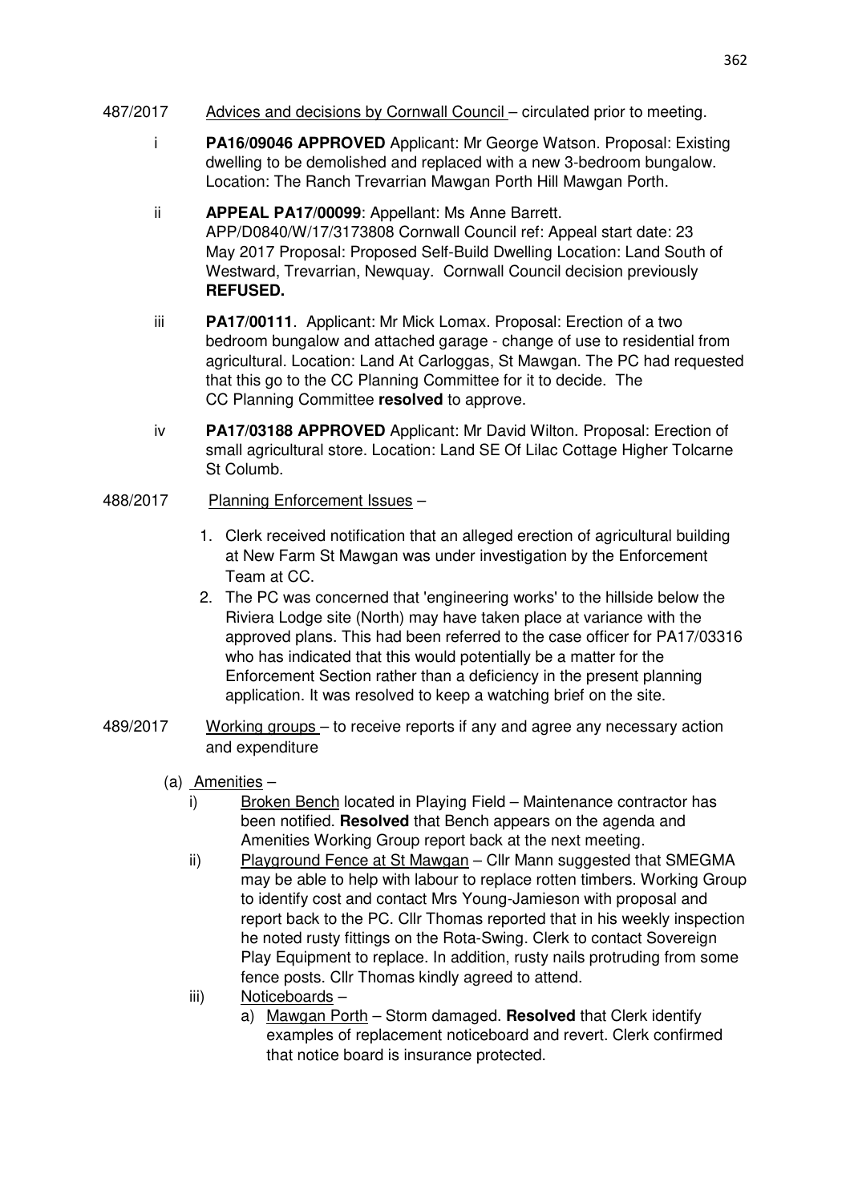487/2017 Advices and decisions by Cornwall Council – circulated prior to meeting.

i **PA16/09046 APPROVED** Applicant: Mr George Watson. Proposal: Existing dwelling to be demolished and replaced with a new 3-bedroom bungalow. Location: The Ranch Trevarrian Mawgan Porth Hill Mawgan Porth.

ii **APPEAL PA17/00099**: Appellant: Ms Anne Barrett. APP/D0840/W/17/3173808 Cornwall Council ref: Appeal start date: 23 May 2017 Proposal: Proposed Self-Build Dwelling Location: Land South of Westward, Trevarrian, Newquay. Cornwall Council decision previously **REFUSED.**

iii **PA17/00111**. Applicant: Mr Mick Lomax. Proposal: Erection of a two bedroom bungalow and attached garage - change of use to residential from agricultural. Location: Land At Carloggas, St Mawgan. The PC had requested that this go to the CC Planning Committee for it to decide. The CC Planning Committee **resolved** to approve.

iv **PA17/03188 APPROVED** Applicant: Mr David Wilton. Proposal: Erection of small agricultural store. Location: Land SE Of Lilac Cottage Higher Tolcarne St Columb.

488/2017 Planning Enforcement Issues –

1. Clerk received notification that an alleged erection of agricultural building at New Farm St Mawgan was under investigation by the Enforcement Team at CC.
2. The PC was concerned that 'engineering works' to the hillside below the Riviera Lodge site (North) may have taken place at variance with the approved plans. This had been referred to the case officer for PA17/03316 who has indicated that this would potentially be a matter for the Enforcement Section rather than a deficiency in the present planning application. It was resolved to keep a watching brief on the site.

489/2017 Working groups – to receive reports if any and agree any necessary action and expenditure

(a) Amenities –

i) Broken Bench located in Playing Field – Maintenance contractor has been notified. **Resolved** that Bench appears on the agenda and Amenities Working Group report back at the next meeting.

ii) Playground Fence at St Mawgan – Cllr Mann suggested that SMEGMA may be able to help with labour to replace rotten timbers. Working Group to identify cost and contact Mrs Young-Jamieson with proposal and report back to the PC. Cllr Thomas reported that in his weekly inspection he noted rusty fittings on the Rota-Swing. Clerk to contact Sovereign Play Equipment to replace. In addition, rusty nails protruding from some fence posts. Cllr Thomas kindly agreed to attend.

iii) Noticeboards –

a) Mawgan Porth – Storm damaged. **Resolved** that Clerk identify examples of replacement noticeboard and revert. Clerk confirmed that notice board is insurance protected.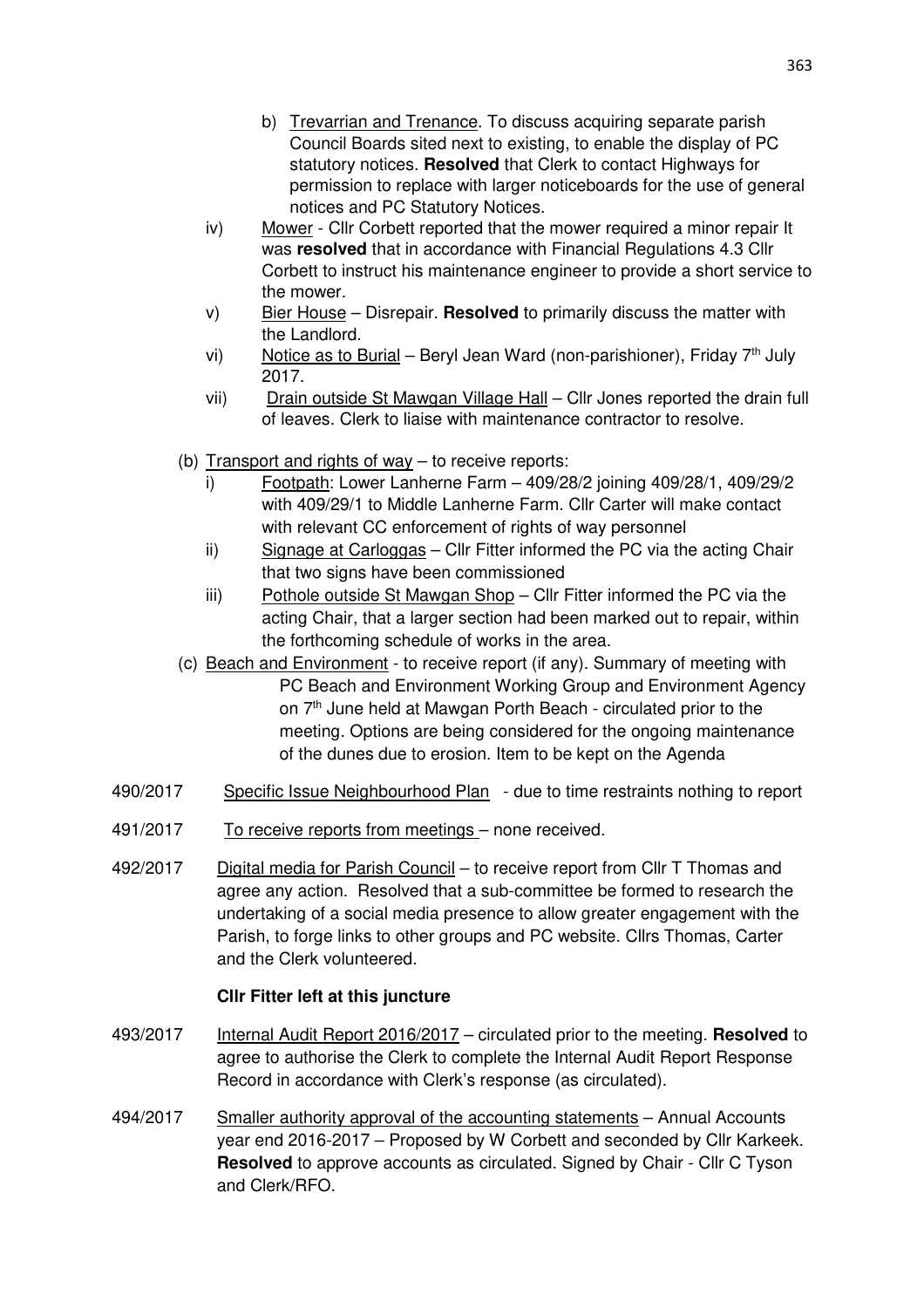b) Trevarrian and Trenance. To discuss acquiring separate parish Council Boards sited next to existing, to enable the display of PC statutory notices. **Resolved** that Clerk to contact Highways for permission to replace with larger noticeboards for the use of general notices and PC Statutory Notices.

iv) Mower - Cllr Corbett reported that the mower required a minor repair It was **resolved** that in accordance with Financial Regulations 4.3 Cllr Corbett to instruct his maintenance engineer to provide a short service to the mower.

v) Bier House – Disrepair. **Resolved** to primarily discuss the matter with the Landlord.

vi) Notice as to Burial – Beryl Jean Ward (non-parishioner), Friday 7th July 2017.

vii) Drain outside St Mawgan Village Hall – Cllr Jones reported the drain full of leaves. Clerk to liaise with maintenance contractor to resolve.

(b) Transport and rights of way – to receive reports:

i) Footpath: Lower Lanherne Farm – 409/28/2 joining 409/28/1, 409/29/2 with 409/29/1 to Middle Lanherne Farm. Cllr Carter will make contact with relevant CC enforcement of rights of way personnel

ii) Signage at Carloggas – Cllr Fitter informed the PC via the acting Chair that two signs have been commissioned

iii) Pothole outside St Mawgan Shop – Cllr Fitter informed the PC via the acting Chair, that a larger section had been marked out to repair, within the forthcoming schedule of works in the area.

(c) Beach and Environment - to receive report (if any). Summary of meeting with PC Beach and Environment Working Group and Environment Agency on 7th June held at Mawgan Porth Beach - circulated prior to the meeting. Options are being considered for the ongoing maintenance of the dunes due to erosion. Item to be kept on the Agenda

490/2017 Specific Issue Neighbourhood Plan - due to time restraints nothing to report

491/2017 To receive reports from meetings – none received.

492/2017 Digital media for Parish Council – to receive report from Cllr T Thomas and agree any action. Resolved that a sub-committee be formed to research the undertaking of a social media presence to allow greater engagement with the Parish, to forge links to other groups and PC website. Cllrs Thomas, Carter and the Clerk volunteered.

**Cllr Fitter left at this juncture**

493/2017 Internal Audit Report 2016/2017 – circulated prior to the meeting. **Resolved** to agree to authorise the Clerk to complete the Internal Audit Report Response Record in accordance with Clerk's response (as circulated).

494/2017 Smaller authority approval of the accounting statements – Annual Accounts year end 2016-2017 – Proposed by W Corbett and seconded by Cllr Karkeek. **Resolved** to approve accounts as circulated. Signed by Chair - Cllr C Tyson and Clerk/RFO.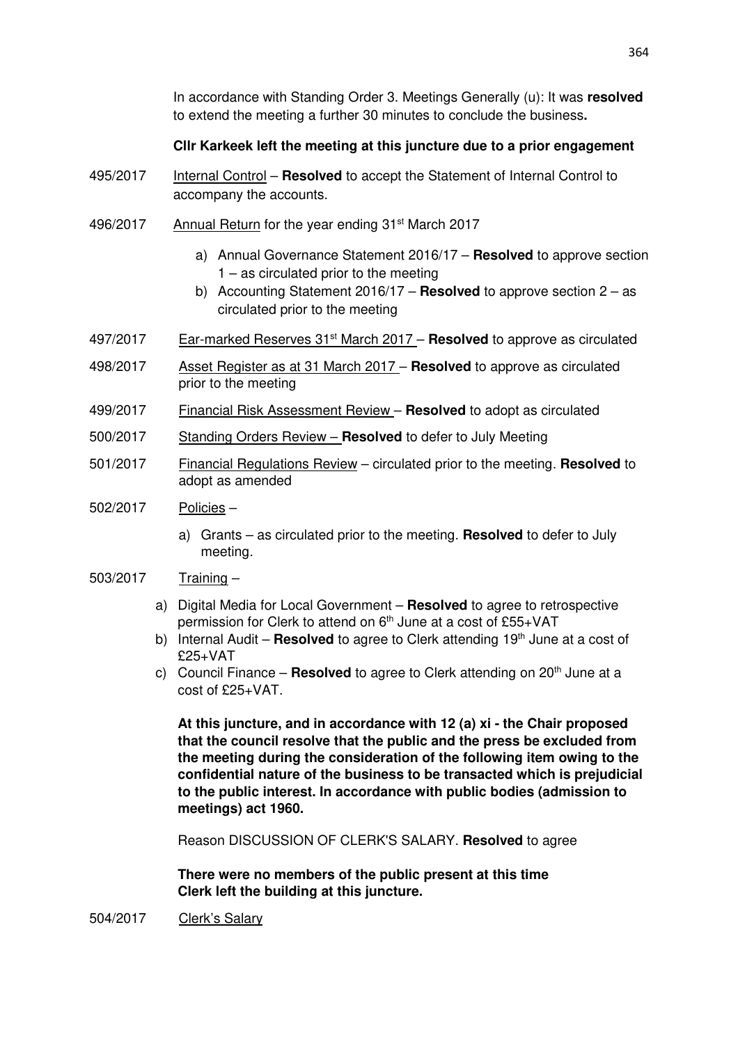In accordance with Standing Order 3. Meetings Generally (u): It was **resolved** to extend the meeting a further 30 minutes to conclude the business**.**

**Cllr Karkeek left the meeting at this juncture due to a prior engagement**

495/2017 Internal Control – **Resolved** to accept the Statement of Internal Control to accompany the accounts.

496/2017 Annual Return for the year ending 31st March 2017

- a) Annual Governance Statement 2016/17 – **Resolved** to approve section 1 – as circulated prior to the meeting
- b) Accounting Statement 2016/17 – **Resolved** to approve section 2 – as circulated prior to the meeting

497/2017 Ear-marked Reserves 31st March 2017 – **Resolved** to approve as circulated

498/2017 Asset Register as at 31 March 2017 – **Resolved** to approve as circulated prior to the meeting

499/2017 Financial Risk Assessment Review – **Resolved** to adopt as circulated

500/2017 Standing Orders Review – **Resolved** to defer to July Meeting

501/2017 Financial Regulations Review – circulated prior to the meeting. **Resolved** to adopt as amended

502/2017 Policies –

- a) Grants – as circulated prior to the meeting. **Resolved** to defer to July meeting.

503/2017 Training –

- a) Digital Media for Local Government – **Resolved** to agree to retrospective permission for Clerk to attend on 6th June at a cost of £55+VAT
- b) Internal Audit – **Resolved** to agree to Clerk attending 19th June at a cost of £25+VAT
- c) Council Finance – **Resolved** to agree to Clerk attending on 20th June at a cost of £25+VAT.

**At this juncture, and in accordance with 12 (a) xi - the Chair proposed that the council resolve that the public and the press be excluded from the meeting during the consideration of the following item owing to the confidential nature of the business to be transacted which is prejudicial to the public interest. In accordance with public bodies (admission to meetings) act 1960.**

Reason DISCUSSION OF CLERK'S SALARY. **Resolved** to agree

**There were no members of the public present at this time**
**Clerk left the building at this juncture.**

504/2017 Clerk's Salary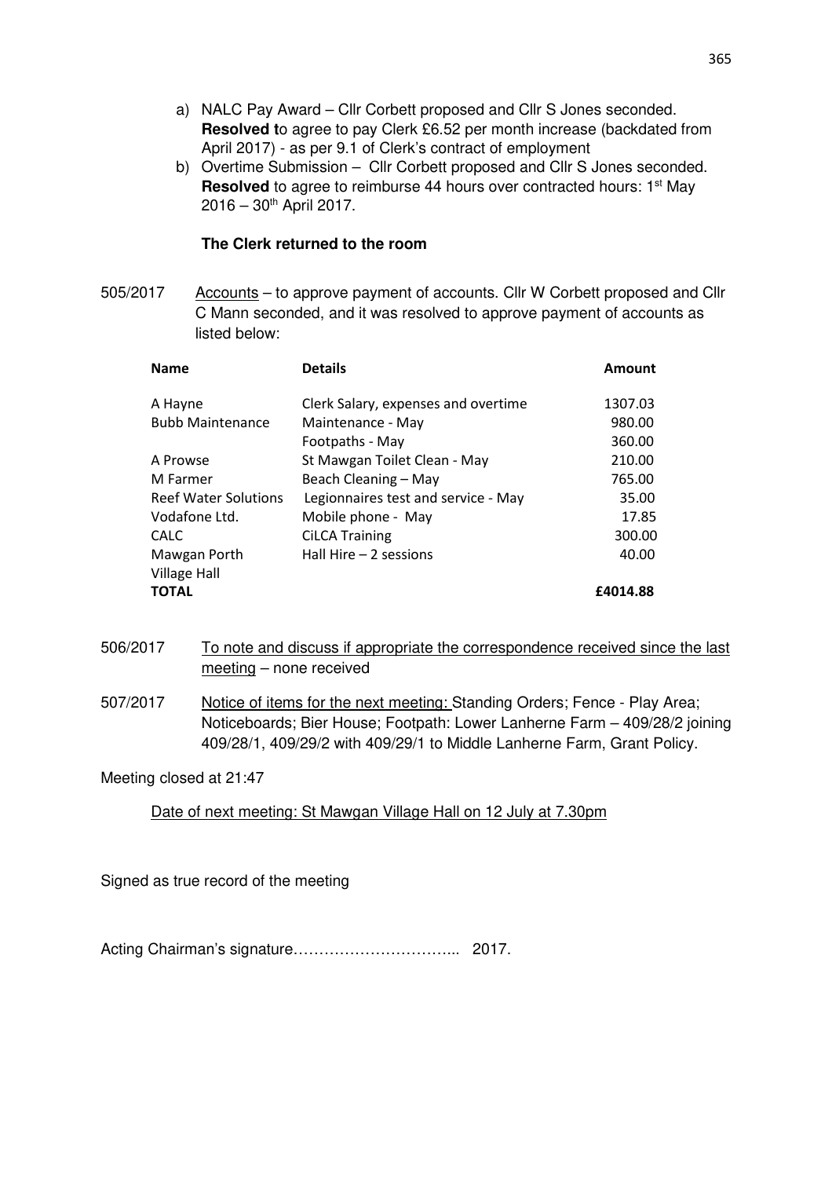a) NALC Pay Award – Cllr Corbett proposed and Cllr S Jones seconded. **Resolved t**o agree to pay Clerk £6.52 per month increase (backdated from April 2017) - as per 9.1 of Clerk's contract of employment

b) Overtime Submission – Cllr Corbett proposed and Cllr S Jones seconded. **Resolved** to agree to reimburse 44 hours over contracted hours: 1st May 2016 – 30th April 2017.

**The Clerk returned to the room**

505/2017 Accounts – to approve payment of accounts. Cllr W Corbett proposed and Cllr C Mann seconded, and it was resolved to approve payment of accounts as listed below:

| Name | Details | Amount |
|---|---|---|
| A Hayne | Clerk Salary, expenses and overtime | 1307.03 |
| Bubb Maintenance | Maintenance - May | 980.00 |
| | Footpaths - May | 360.00 |
| A Prowse | St Mawgan Toilet Clean - May | 210.00 |
| M Farmer | Beach Cleaning – May | 765.00 |
| Reef Water Solutions | Legionnaires test and service - May | 35.00 |
| Vodafone Ltd. | Mobile phone - May | 17.85 |
| CALC | CiLCA Training | 300.00 |
| Mawgan Porth Village Hall | Hall Hire – 2 sessions | 40.00 |
| **TOTAL** | | **£4014.88** |

506/2017 To note and discuss if appropriate the correspondence received since the last meeting – none received

507/2017 Notice of items for the next meeting: Standing Orders; Fence - Play Area; Noticeboards; Bier House; Footpath: Lower Lanherne Farm – 409/28/2 joining 409/28/1, 409/29/2 with 409/29/1 to Middle Lanherne Farm, Grant Policy.

Meeting closed at 21:47

Date of next meeting: St Mawgan Village Hall on 12 July at 7.30pm

Signed as true record of the meeting

Acting Chairman's signature…………………………... 2017.